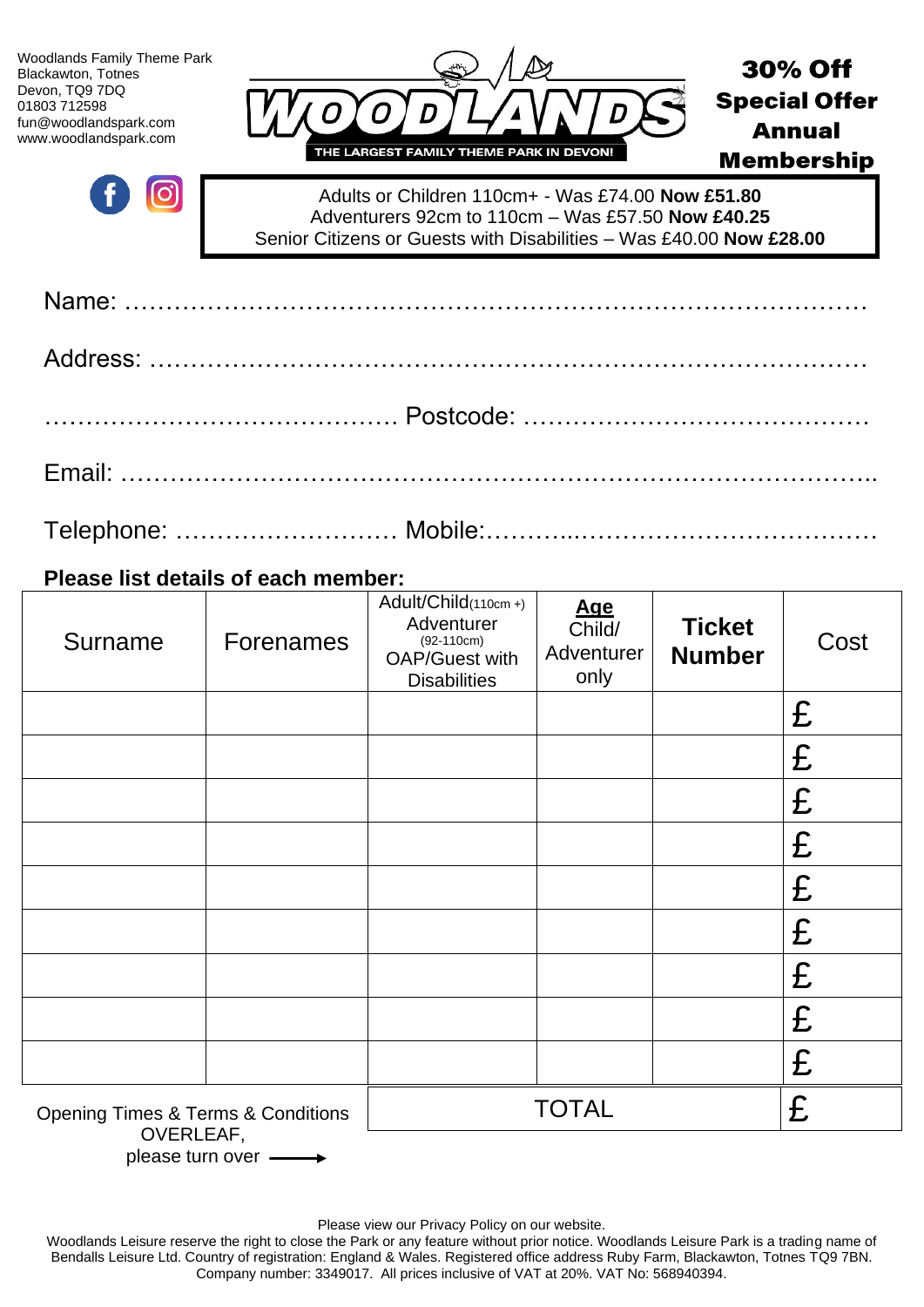Woodlands Family Theme Park
Blackawton, Totnes
Devon, TQ9 7DQ
01803 712598
fun@woodlandspark.com
www.woodlandspark.com

# WOODLANDS

THE LARGEST FAMILY THEME PARK IN DEVON!

## 30% Off Special Offer Annual Membership

Adults or Children 110cm+ - Was £74.00 **Now £51.80**
Adventurers 92cm to 110cm – Was £57.50 **Now £40.25**
Senior Citizens or Guests with Disabilities – Was £40.00 **Now £28.00**

Name: ……………………………………………………………………………

Address: …………………………………………………………………………

……………………………………. Postcode: ……………………………………

Email: ……………………………………………………………………………..

Telephone: ……………………… Mobile:………..………………………………

**Please list details of each member:**

| Surname | Forenames | Adult/Child (110cm +) Adventurer (92-110cm) OAP/Guest with Disabilities | **Age** Child/ Adventurer only | **Ticket Number** | Cost |
|---|---|---|---|---|---|
| | | | | | £ |
| | | | | | £ |
| | | | | | £ |
| | | | | | £ |
| | | | | | £ |
| | | | | | £ |
| | | | | | £ |
| | | | | | £ |
| | | | | | £ |
| | | TOTAL | | | £ |

Opening Times & Terms & Conditions OVERLEAF, please turn over ⟶

Please view our Privacy Policy on our website.

Woodlands Leisure reserve the right to close the Park or any feature without prior notice. Woodlands Leisure Park is a trading name of Bendalls Leisure Ltd. Country of registration: England & Wales. Registered office address Ruby Farm, Blackawton, Totnes TQ9 7BN. Company number: 3349017. All prices inclusive of VAT at 20%. VAT No: 568940394.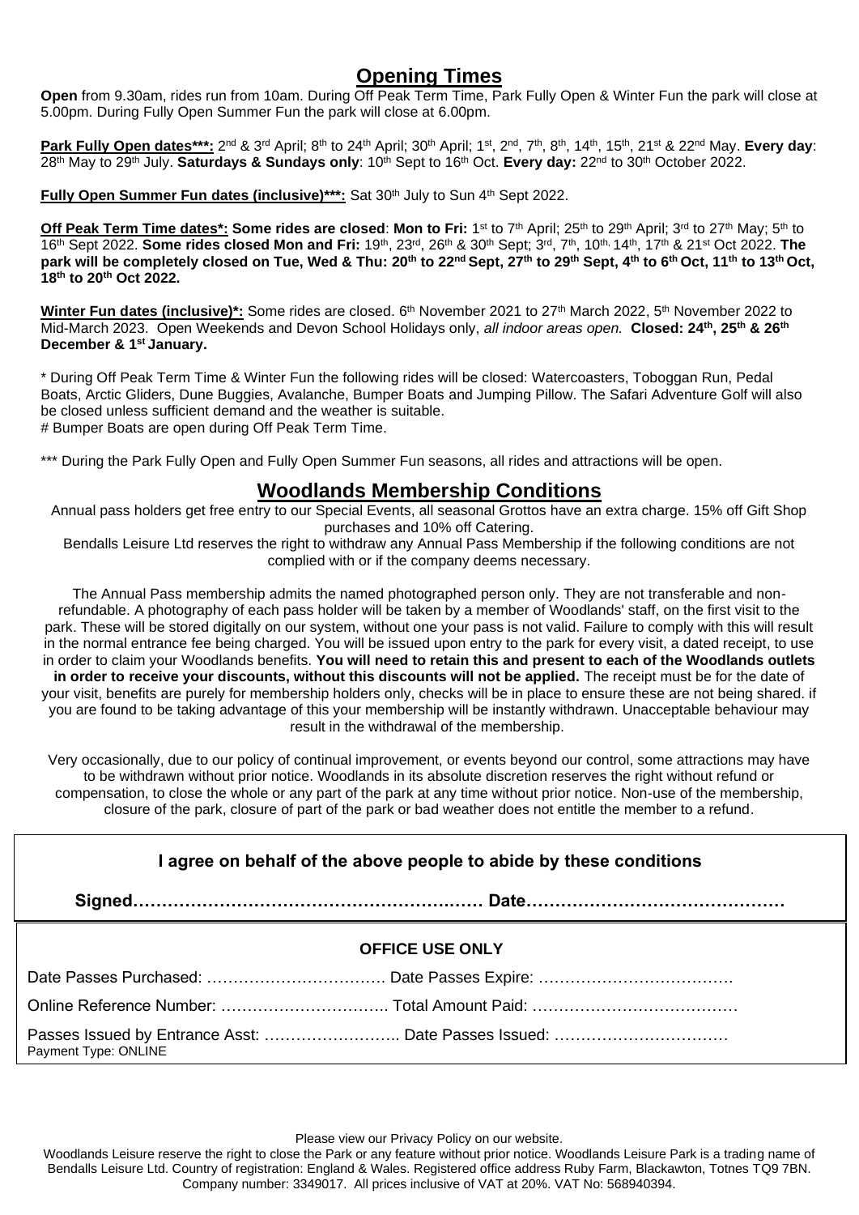## Opening Times

**Open** from 9.30am, rides run from 10am. During Off Peak Term Time, Park Fully Open & Winter Fun the park will close at 5.00pm. During Fully Open Summer Fun the park will close at 6.00pm.

**Park Fully Open dates\*\*\*:** 2nd & 3rd April; 8th to 24th April; 30th April; 1st, 2nd, 7th, 8th, 14th, 15th, 21st & 22nd May. **Every day**: 28th May to 29th July. **Saturdays & Sundays only**: 10th Sept to 16th Oct. **Every day:** 22nd to 30th October 2022.

**Fully Open Summer Fun dates (inclusive)\*\*\*:** Sat 30th July to Sun 4th Sept 2022.

**Off Peak Term Time dates\*: Some rides are closed**: **Mon to Fri:** 1st to 7th April; 25th to 29th April; 3rd to 27th May; 5th to 16th Sept 2022. **Some rides closed Mon and Fri:** 19th, 23rd, 26th & 30th Sept; 3rd, 7th, 10th, 14th, 17th & 21st Oct 2022. **The park will be completely closed on Tue, Wed & Thu: 20th to 22nd Sept, 27th to 29th Sept, 4th to 6th Oct, 11th to 13th Oct, 18th to 20th Oct 2022.**

**Winter Fun dates (inclusive)\*:** Some rides are closed. 6th November 2021 to 27th March 2022, 5th November 2022 to Mid-March 2023. Open Weekends and Devon School Holidays only, *all indoor areas open.* **Closed: 24th, 25th & 26th December & 1st January.**

\* During Off Peak Term Time & Winter Fun the following rides will be closed: Watercoasters, Toboggan Run, Pedal Boats, Arctic Gliders, Dune Buggies, Avalanche, Bumper Boats and Jumping Pillow. The Safari Adventure Golf will also be closed unless sufficient demand and the weather is suitable.
# Bumper Boats are open during Off Peak Term Time.

\*\*\* During the Park Fully Open and Fully Open Summer Fun seasons, all rides and attractions will be open.

## Woodlands Membership Conditions

Annual pass holders get free entry to our Special Events, all seasonal Grottos have an extra charge. 15% off Gift Shop purchases and 10% off Catering.

Bendalls Leisure Ltd reserves the right to withdraw any Annual Pass Membership if the following conditions are not complied with or if the company deems necessary.

The Annual Pass membership admits the named photographed person only. They are not transferable and non-refundable. A photography of each pass holder will be taken by a member of Woodlands' staff, on the first visit to the park. These will be stored digitally on our system, without one your pass is not valid. Failure to comply with this will result in the normal entrance fee being charged. You will be issued upon entry to the park for every visit, a dated receipt, to use in order to claim your Woodlands benefits. **You will need to retain this and present to each of the Woodlands outlets in order to receive your discounts, without this discounts will not be applied.** The receipt must be for the date of your visit, benefits are purely for membership holders only, checks will be in place to ensure these are not being shared. if you are found to be taking advantage of this your membership will be instantly withdrawn. Unacceptable behaviour may result in the withdrawal of the membership.

Very occasionally, due to our policy of continual improvement, or events beyond our control, some attractions may have to be withdrawn without prior notice. Woodlands in its absolute discretion reserves the right without refund or compensation, to close the whole or any part of the park at any time without prior notice. Non-use of the membership, closure of the park, closure of part of the park or bad weather does not entitle the member to a refund.

**I agree on behalf of the above people to abide by these conditions**

**Signed………………………………………………….… Date………………………………………**

**OFFICE USE ONLY**

Date Passes Purchased: ……………………………. Date Passes Expire: ……………………………….

Online Reference Number: ………………………….. Total Amount Paid: …………………………………

Passes Issued by Entrance Asst: ……………….…….. Date Passes Issued: ……………….……………

Payment Type: ONLINE

Please view our Privacy Policy on our website.

Woodlands Leisure reserve the right to close the Park or any feature without prior notice. Woodlands Leisure Park is a trading name of Bendalls Leisure Ltd. Country of registration: England & Wales. Registered office address Ruby Farm, Blackawton, Totnes TQ9 7BN. Company number: 3349017. All prices inclusive of VAT at 20%. VAT No: 568940394.